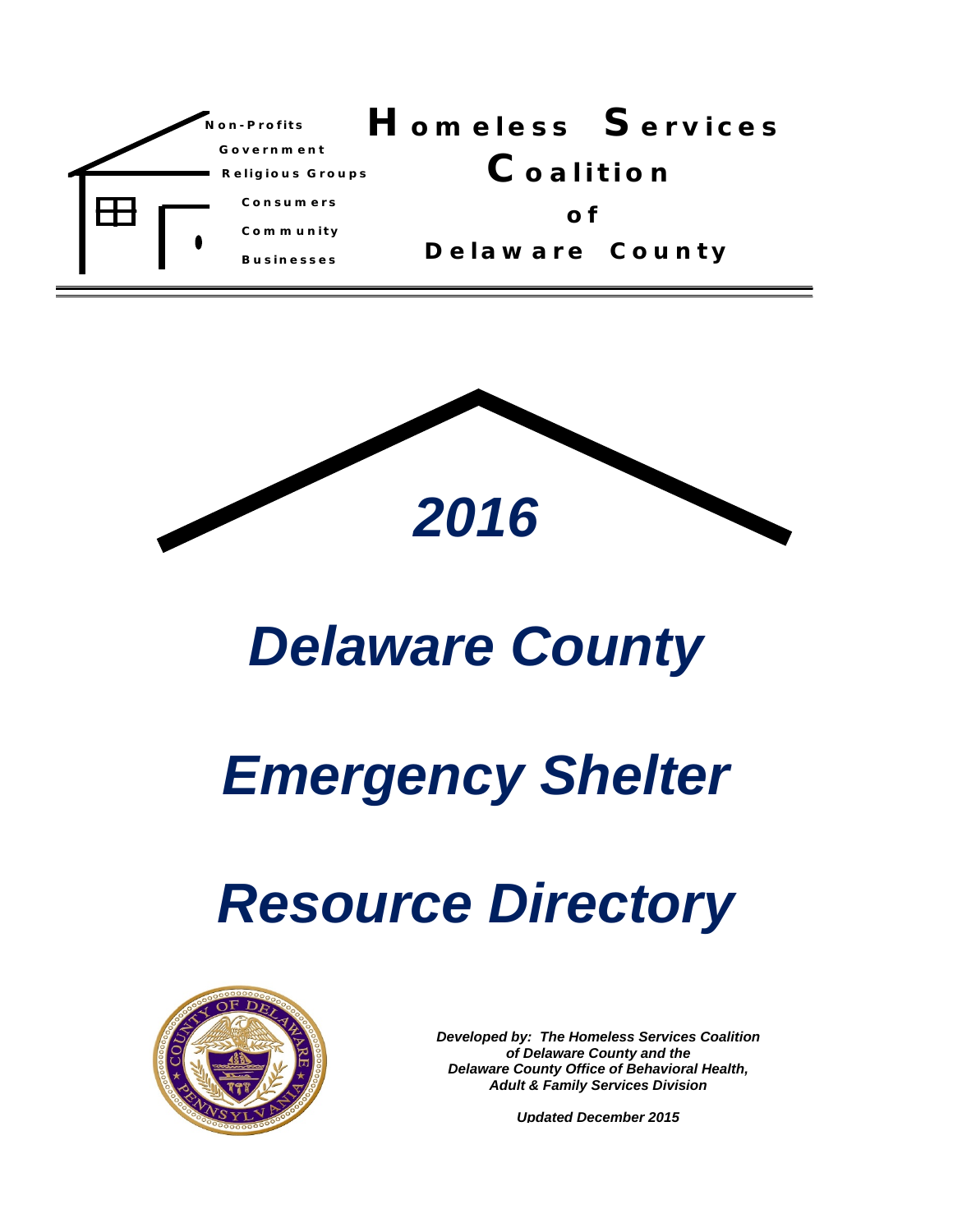Non-Profits
Government
Religious Groups
Consumers
Community
Businesses

# Homeless Services Coalition of Delaware County

# *2016*

# *Delaware County*

# *Emergency Shelter*

# *Resource Directory*

***Developed by: The Homeless Services Coalition of Delaware County and the Delaware County Office of Behavioral Health, Adult & Family Services Division***

***Updated December 2015***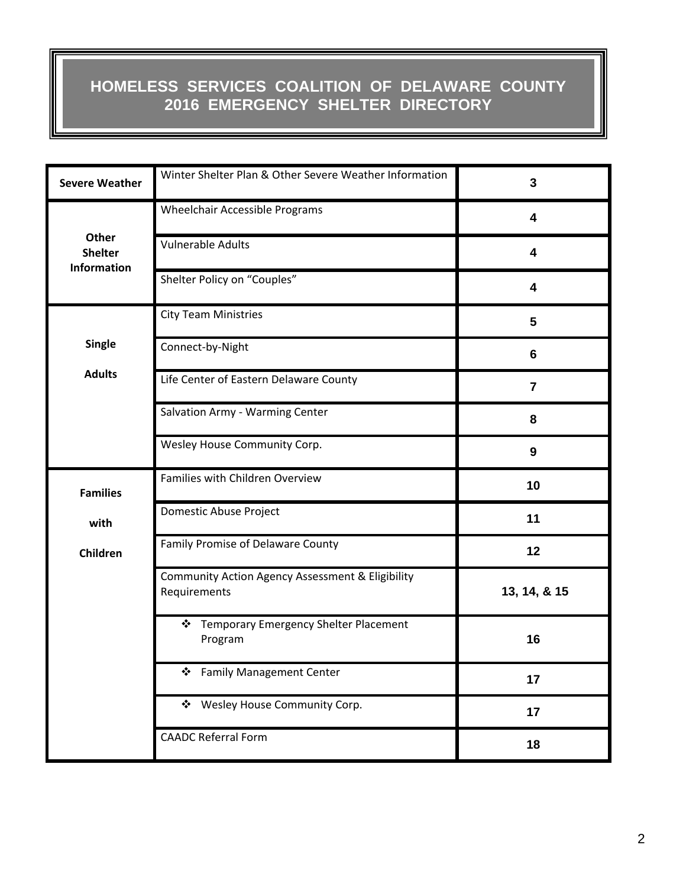# HOMELESS SERVICES COALITION OF DELAWARE COUNTY
# 2016 EMERGENCY SHELTER DIRECTORY

| | | |
|---|---|---|
| **Severe Weather** | Winter Shelter Plan & Other Severe Weather Information | **3** |
| **Other Shelter Information** | Wheelchair Accessible Programs | **4** |
| | Vulnerable Adults | **4** |
| | Shelter Policy on "Couples" | **4** |
| **Single Adults** | City Team Ministries | **5** |
| | Connect-by-Night | **6** |
| | Life Center of Eastern Delaware County | **7** |
| | Salvation Army - Warming Center | **8** |
| | Wesley House Community Corp. | **9** |
| **Families with Children** | Families with Children Overview | **10** |
| | Domestic Abuse Project | **11** |
| | Family Promise of Delaware County | **12** |
| | Community Action Agency Assessment & Eligibility Requirements | **13, 14, & 15** |
| | ❖ Temporary Emergency Shelter Placement Program | **16** |
| | ❖ Family Management Center | **17** |
| | ❖ Wesley House Community Corp. | **17** |
| | CAADC Referral Form | **18** |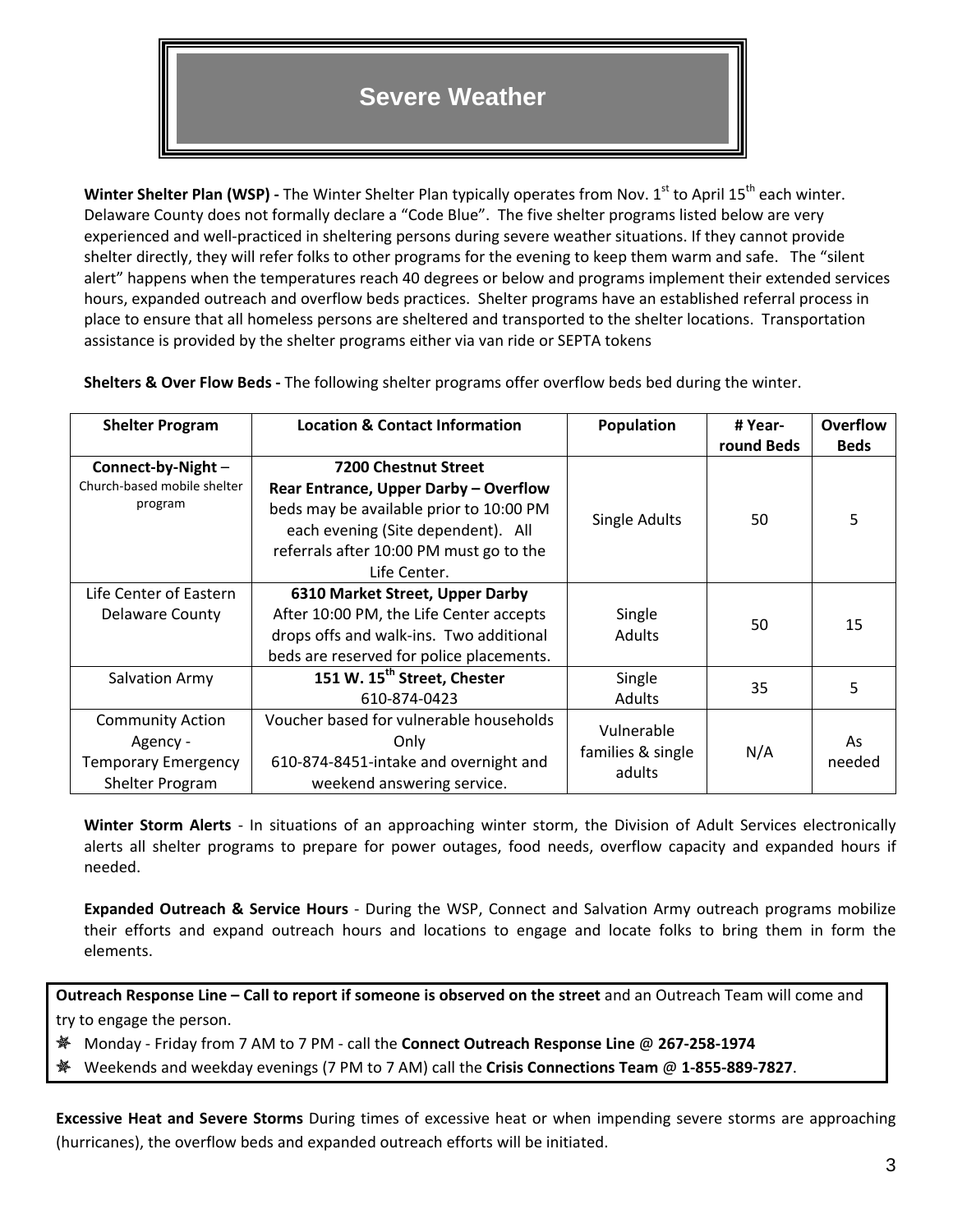# Severe Weather

**Winter Shelter Plan (WSP) -** The Winter Shelter Plan typically operates from Nov. 1st to April 15th each winter. Delaware County does not formally declare a "Code Blue". The five shelter programs listed below are very experienced and well-practiced in sheltering persons during severe weather situations. If they cannot provide shelter directly, they will refer folks to other programs for the evening to keep them warm and safe. The "silent alert" happens when the temperatures reach 40 degrees or below and programs implement their extended services hours, expanded outreach and overflow beds practices. Shelter programs have an established referral process in place to ensure that all homeless persons are sheltered and transported to the shelter locations. Transportation assistance is provided by the shelter programs either via van ride or SEPTA tokens

**Shelters & Over Flow Beds -** The following shelter programs offer overflow beds bed during the winter.

| Shelter Program | Location & Contact Information | Population | # Year-round Beds | Overflow Beds |
|---|---|---|---|---|
| **Connect-by-Night** – Church-based mobile shelter program | **7200 Chestnut Street Rear Entrance, Upper Darby – Overflow** beds may be available prior to 10:00 PM each evening (Site dependent). All referrals after 10:00 PM must go to the Life Center. | Single Adults | 50 | 5 |
| Life Center of Eastern Delaware County | **6310 Market Street, Upper Darby** After 10:00 PM, the Life Center accepts drops offs and walk-ins. Two additional beds are reserved for police placements. | Single Adults | 50 | 15 |
| Salvation Army | **151 W. 15th Street, Chester** 610-874-0423 | Single Adults | 35 | 5 |
| Community Action Agency - Temporary Emergency Shelter Program | Voucher based for vulnerable households Only 610-874-8451-intake and overnight and weekend answering service. | Vulnerable families & single adults | N/A | As needed |

**Winter Storm Alerts** - In situations of an approaching winter storm, the Division of Adult Services electronically alerts all shelter programs to prepare for power outages, food needs, overflow capacity and expanded hours if needed.

**Expanded Outreach & Service Hours** - During the WSP, Connect and Salvation Army outreach programs mobilize their efforts and expand outreach hours and locations to engage and locate folks to bring them in form the elements.

**Outreach Response Line – Call to report if someone is observed on the street** and an Outreach Team will come and try to engage the person.

- Monday - Friday from 7 AM to 7 PM - call the **Connect Outreach Response Line** @ **267-258-1974**
- Weekends and weekday evenings (7 PM to 7 AM) call the **Crisis Connections Team** @ **1-855-889-7827**.

**Excessive Heat and Severe Storms** During times of excessive heat or when impending severe storms are approaching (hurricanes), the overflow beds and expanded outreach efforts will be initiated.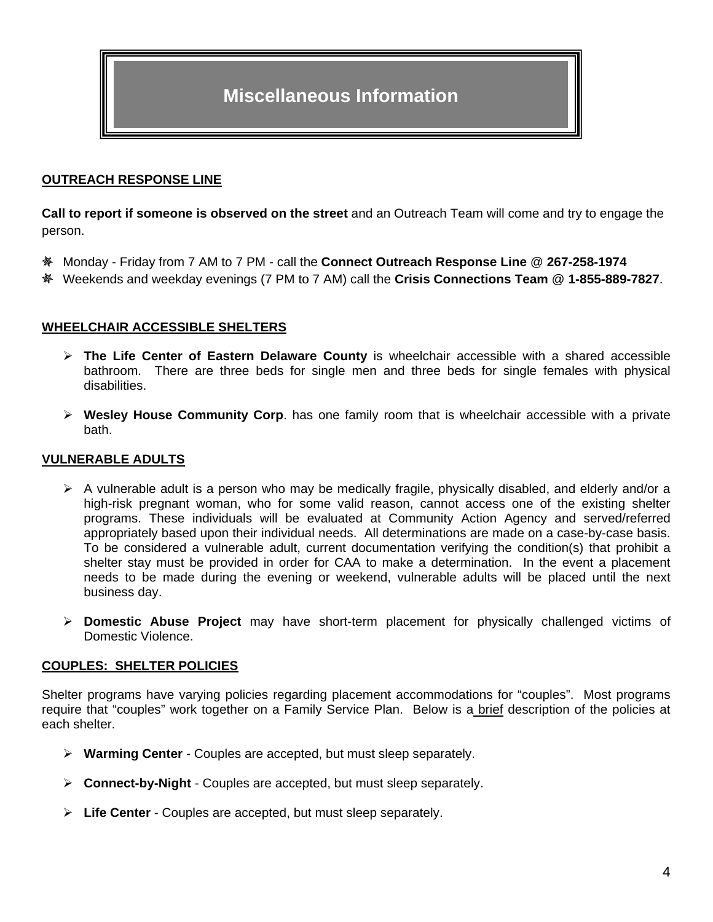# Miscellaneous Information

## OUTREACH RESPONSE LINE

**Call to report if someone is observed on the street** and an Outreach Team will come and try to engage the person.

- Monday - Friday from 7 AM to 7 PM - call the **Connect Outreach Response Line @ 267-258-1974**
- Weekends and weekday evenings (7 PM to 7 AM) call the **Crisis Connections Team @ 1-855-889-7827**.

## WHEELCHAIR ACCESSIBLE SHELTERS

- **The Life Center of Eastern Delaware County** is wheelchair accessible with a shared accessible bathroom. There are three beds for single men and three beds for single females with physical disabilities.
- **Wesley House Community Corp**. has one family room that is wheelchair accessible with a private bath.

## VULNERABLE ADULTS

- A vulnerable adult is a person who may be medically fragile, physically disabled, and elderly and/or a high-risk pregnant woman, who for some valid reason, cannot access one of the existing shelter programs. These individuals will be evaluated at Community Action Agency and served/referred appropriately based upon their individual needs. All determinations are made on a case-by-case basis. To be considered a vulnerable adult, current documentation verifying the condition(s) that prohibit a shelter stay must be provided in order for CAA to make a determination. In the event a placement needs to be made during the evening or weekend, vulnerable adults will be placed until the next business day.
- **Domestic Abuse Project** may have short-term placement for physically challenged victims of Domestic Violence.

## COUPLES: SHELTER POLICIES

Shelter programs have varying policies regarding placement accommodations for "couples". Most programs require that "couples" work together on a Family Service Plan. Below is a brief description of the policies at each shelter.

- **Warming Center** - Couples are accepted, but must sleep separately.
- **Connect-by-Night** - Couples are accepted, but must sleep separately.
- **Life Center** - Couples are accepted, but must sleep separately.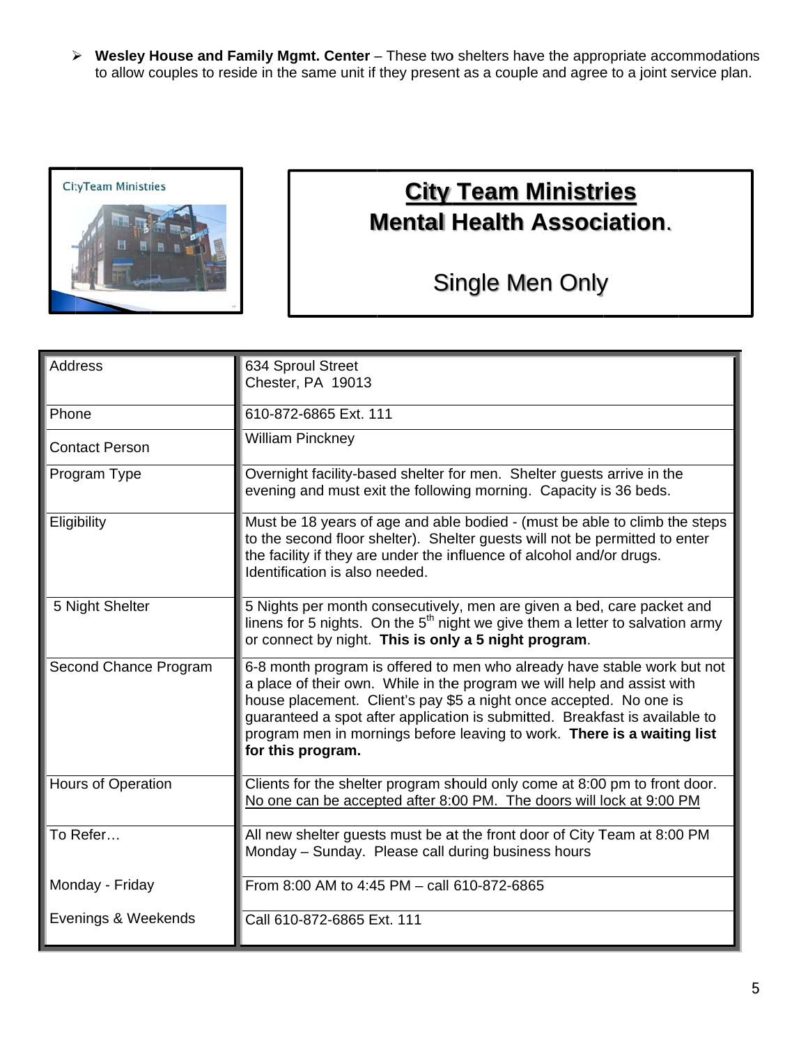- **Wesley House and Family Mgmt. Center** – These two shelters have the appropriate accommodations to allow couples to reside in the same unit if they present as a couple and agree to a joint service plan.

## City Team Ministries
## Mental Health Association.

Single Men Only

| Address | 634 Sproul Street<br>Chester, PA 19013 |
|---|---|
| Phone | 610-872-6865 Ext. 111 |
| Contact Person | William Pinckney |
| Program Type | Overnight facility-based shelter for men. Shelter guests arrive in the evening and must exit the following morning. Capacity is 36 beds. |
| Eligibility | Must be 18 years of age and able bodied - (must be able to climb the steps to the second floor shelter). Shelter guests will not be permitted to enter the facility if they are under the influence of alcohol and/or drugs. Identification is also needed. |
| 5 Night Shelter | 5 Nights per month consecutively, men are given a bed, care packet and linens for 5 nights. On the 5th night we give them a letter to salvation army or connect by night. **This is only a 5 night program**. |
| Second Chance Program | 6-8 month program is offered to men who already have stable work but not a place of their own. While in the program we will help and assist with house placement. Client's pay $5 a night once accepted. No one is guaranteed a spot after application is submitted. Breakfast is available to program men in mornings before leaving to work. **There is a waiting list for this program.** |
| Hours of Operation | Clients for the shelter program should only come at 8:00 pm to front door. No one can be accepted after 8:00 PM. The doors will lock at 9:00 PM |
| To Refer… | All new shelter guests must be at the front door of City Team at 8:00 PM Monday – Sunday. Please call during business hours |
| Monday - Friday | From 8:00 AM to 4:45 PM – call 610-872-6865 |
| Evenings & Weekends | Call 610-872-6865 Ext. 111 |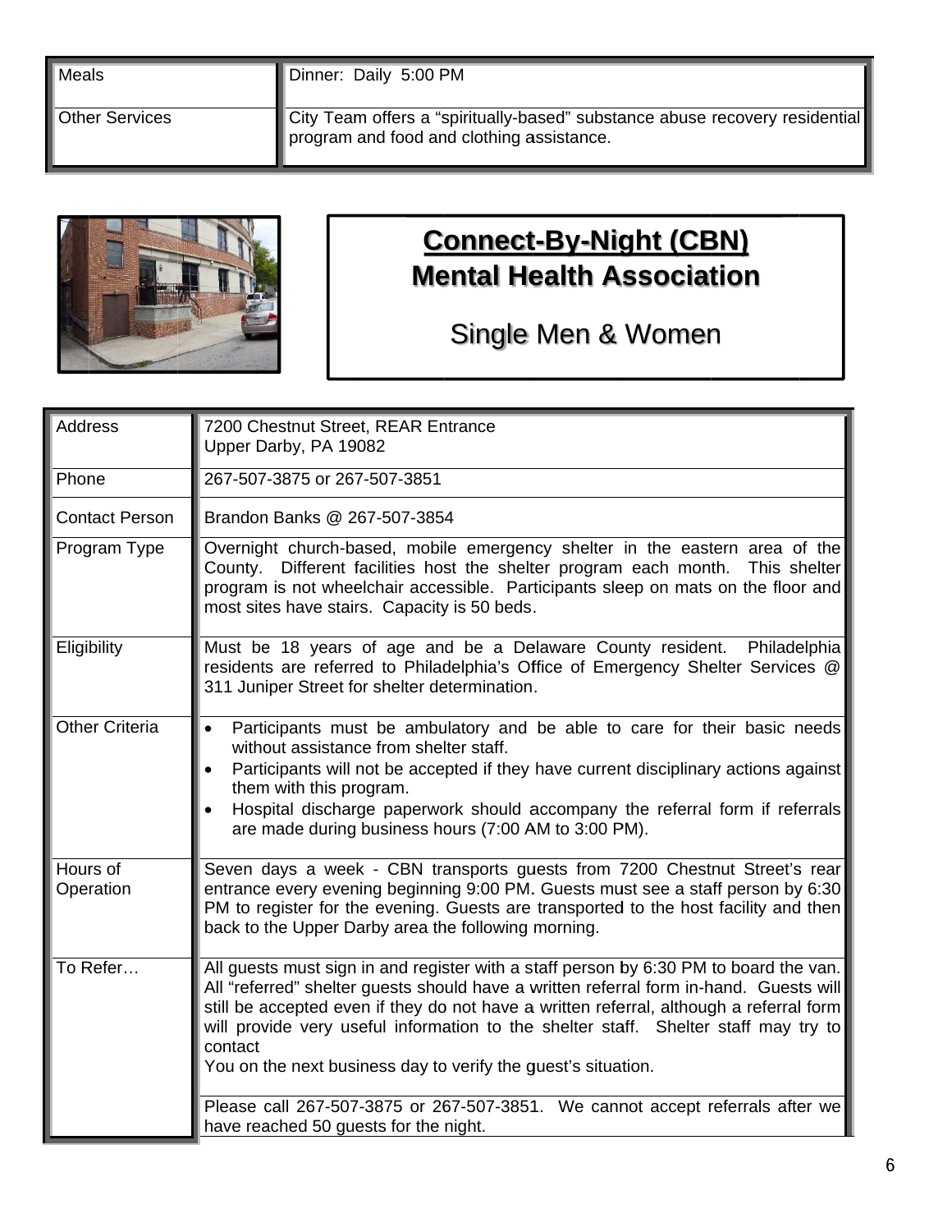| | |
|---|---|
| Meals | Dinner: Daily 5:00 PM |
| Other Services | City Team offers a "spiritually-based" substance abuse recovery residential program and food and clothing assistance. |

## Connect-By-Night (CBN)
## Mental Health Association

### Single Men & Women

| | |
|---|---|
| Address | 7200 Chestnut Street, REAR Entrance<br>Upper Darby, PA 19082 |
| Phone | 267-507-3875 or 267-507-3851 |
| Contact Person | Brandon Banks @ 267-507-3854 |
| Program Type | Overnight church-based, mobile emergency shelter in the eastern area of the County. Different facilities host the shelter program each month. This shelter program is not wheelchair accessible. Participants sleep on mats on the floor and most sites have stairs. Capacity is 50 beds. |
| Eligibility | Must be 18 years of age and be a Delaware County resident. Philadelphia residents are referred to Philadelphia's Office of Emergency Shelter Services @ 311 Juniper Street for shelter determination. |
| Other Criteria | • Participants must be ambulatory and be able to care for their basic needs without assistance from shelter staff.<br>• Participants will not be accepted if they have current disciplinary actions against them with this program.<br>• Hospital discharge paperwork should accompany the referral form if referrals are made during business hours (7:00 AM to 3:00 PM). |
| Hours of Operation | Seven days a week - CBN transports guests from 7200 Chestnut Street's rear entrance every evening beginning 9:00 PM. Guests must see a staff person by 6:30 PM to register for the evening. Guests are transported to the host facility and then back to the Upper Darby area the following morning. |
| To Refer… | All guests must sign in and register with a staff person by 6:30 PM to board the van. All "referred" shelter guests should have a written referral form in-hand. Guests will still be accepted even if they do not have a written referral, although a referral form will provide very useful information to the shelter staff. Shelter staff may try to contact<br>You on the next business day to verify the guest's situation.<br><br>Please call 267-507-3875 or 267-507-3851. We cannot accept referrals after we have reached 50 guests for the night. |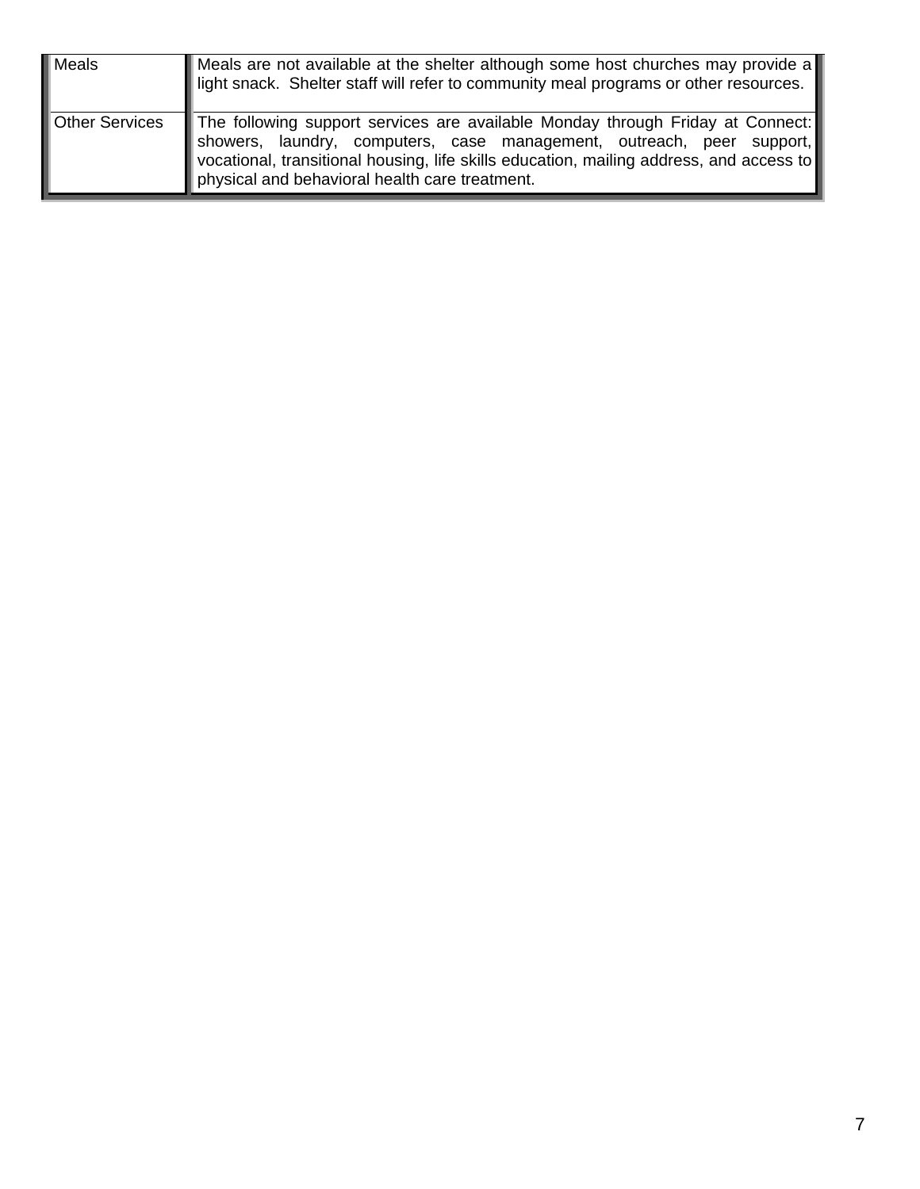| | |
|---|---|
| Meals | Meals are not available at the shelter although some host churches may provide a light snack. Shelter staff will refer to community meal programs or other resources. |
| Other Services | The following support services are available Monday through Friday at Connect: showers, laundry, computers, case management, outreach, peer support, vocational, transitional housing, life skills education, mailing address, and access to physical and behavioral health care treatment. |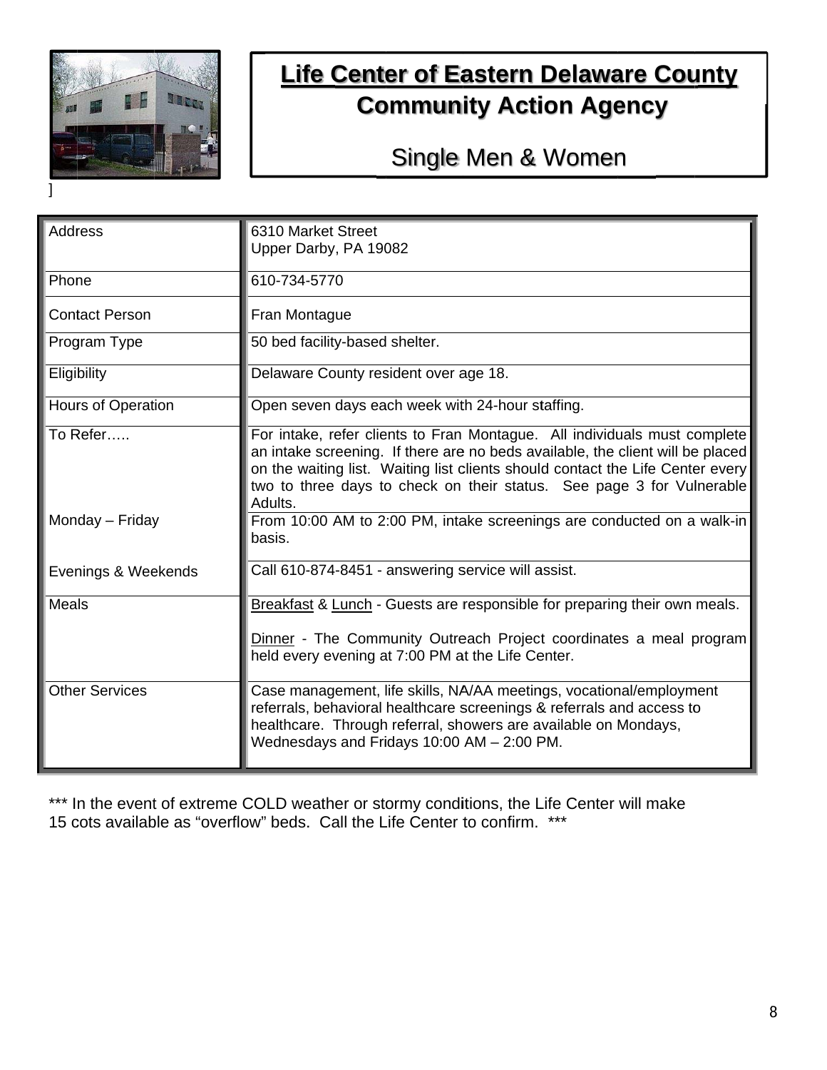# Life Center of Eastern Delaware County

## Community Action Agency

### Single Men & Women

]

| | |
|---|---|
| Address | 6310 Market Street<br>Upper Darby, PA 19082 |
| Phone | 610-734-5770 |
| Contact Person | Fran Montague |
| Program Type | 50 bed facility-based shelter. |
| Eligibility | Delaware County resident over age 18. |
| Hours of Operation | Open seven days each week with 24-hour staffing. |
| To Refer….. | For intake, refer clients to Fran Montague. All individuals must complete an intake screening. If there are no beds available, the client will be placed on the waiting list. Waiting list clients should contact the Life Center every two to three days to check on their status. See page 3 for Vulnerable Adults. |
| Monday – Friday | From 10:00 AM to 2:00 PM, intake screenings are conducted on a walk-in basis. |
| Evenings & Weekends | Call 610-874-8451 - answering service will assist. |
| Meals | Breakfast & Lunch - Guests are responsible for preparing their own meals.<br><br>Dinner - The Community Outreach Project coordinates a meal program held every evening at 7:00 PM at the Life Center. |
| Other Services | Case management, life skills, NA/AA meetings, vocational/employment referrals, behavioral healthcare screenings & referrals and access to healthcare. Through referral, showers are available on Mondays, Wednesdays and Fridays 10:00 AM – 2:00 PM. |

*** In the event of extreme COLD weather or stormy conditions, the Life Center will make 15 cots available as "overflow" beds. Call the Life Center to confirm. ***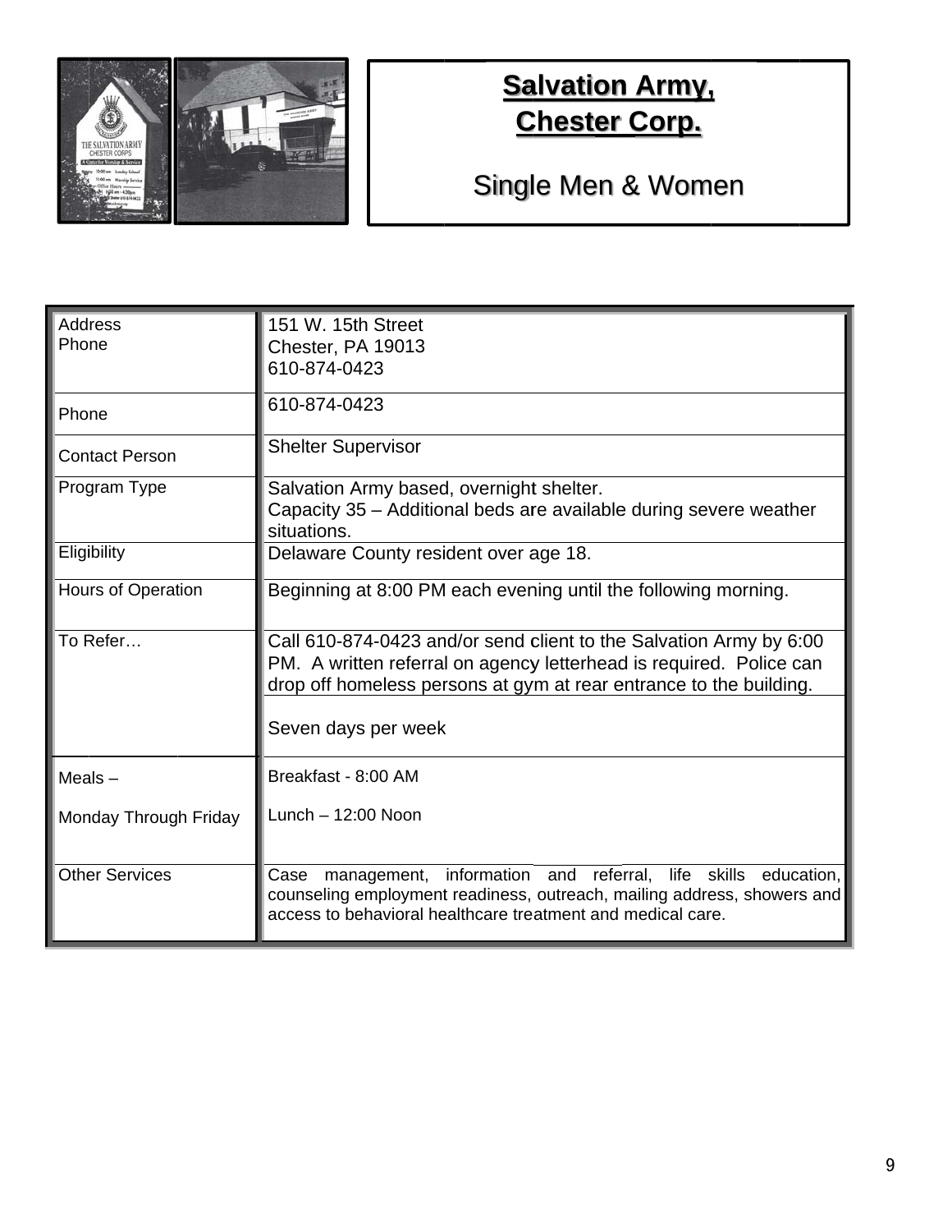# Salvation Army, Chester Corp.

## Single Men & Women

| | |
|---|---|
| Address<br>Phone | 151 W. 15th Street<br>Chester, PA 19013<br>610-874-0423 |
| Phone | 610-874-0423 |
| Contact Person | Shelter Supervisor |
| Program Type | Salvation Army based, overnight shelter.<br>Capacity 35 – Additional beds are available during severe weather situations. |
| Eligibility | Delaware County resident over age 18. |
| Hours of Operation | Beginning at 8:00 PM each evening until the following morning. |
| To Refer… | Call 610-874-0423 and/or send client to the Salvation Army by 6:00 PM. A written referral on agency letterhead is required. Police can drop off homeless persons at gym at rear entrance to the building.<br><br>Seven days per week |
| Meals –<br><br>Monday Through Friday | Breakfast - 8:00 AM<br><br>Lunch – 12:00 Noon |
| Other Services | Case management, information and referral, life skills education, counseling employment readiness, outreach, mailing address, showers and access to behavioral healthcare treatment and medical care. |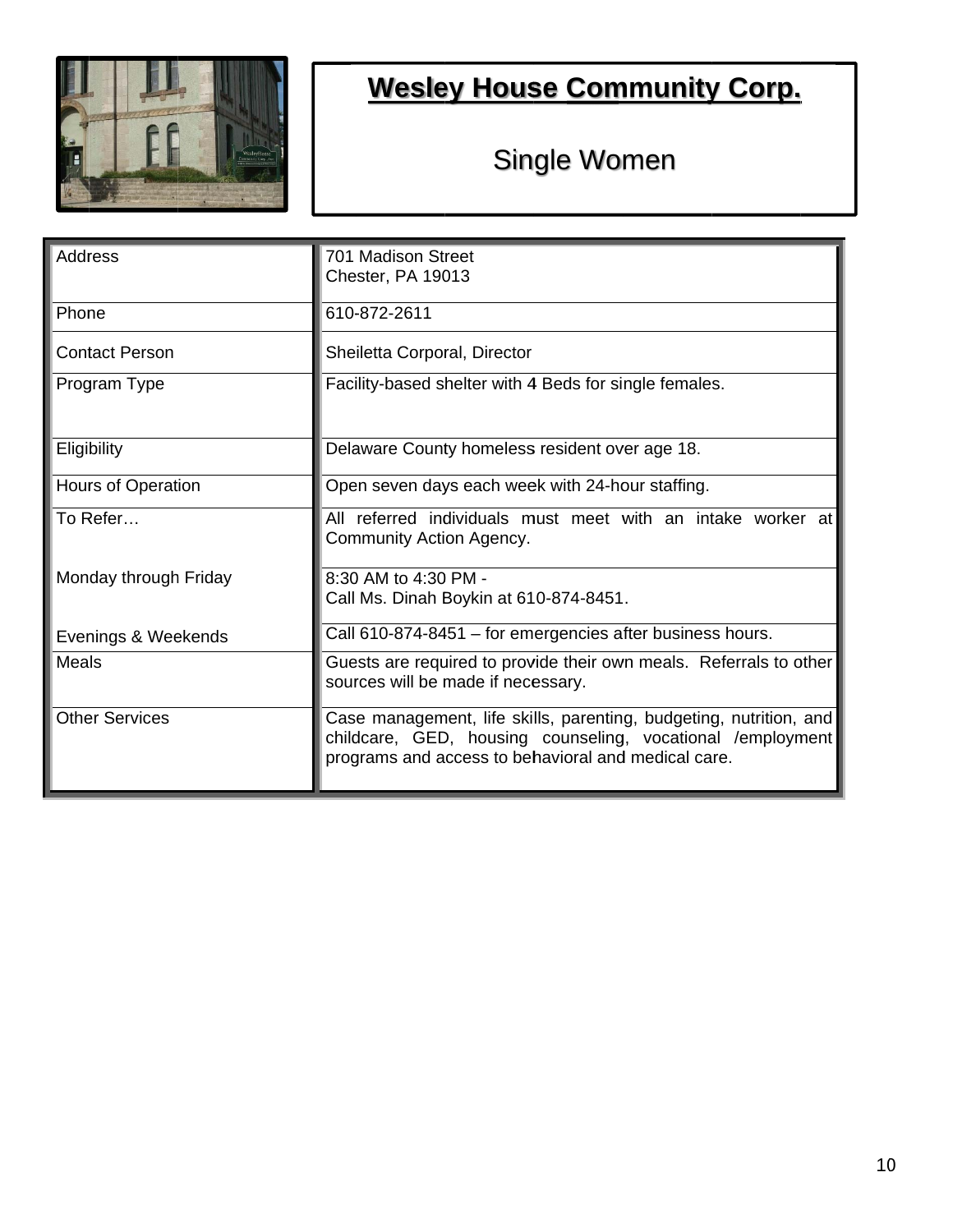# Wesley House Community Corp.

## Single Women

| | |
|---|---|
| Address | 701 Madison Street<br>Chester, PA 19013 |
| Phone | 610-872-2611 |
| Contact Person | Sheiletta Corporal, Director |
| Program Type | Facility-based shelter with 4 Beds for single females. |
| Eligibility | Delaware County homeless resident over age 18. |
| Hours of Operation | Open seven days each week with 24-hour staffing. |
| To Refer… | All referred individuals must meet with an intake worker at Community Action Agency. |
| Monday through Friday | 8:30 AM to 4:30 PM -<br>Call Ms. Dinah Boykin at 610-874-8451. |
| Evenings & Weekends | Call 610-874-8451 – for emergencies after business hours. |
| Meals | Guests are required to provide their own meals. Referrals to other sources will be made if necessary. |
| Other Services | Case management, life skills, parenting, budgeting, nutrition, and childcare, GED, housing counseling, vocational /employment programs and access to behavioral and medical care. |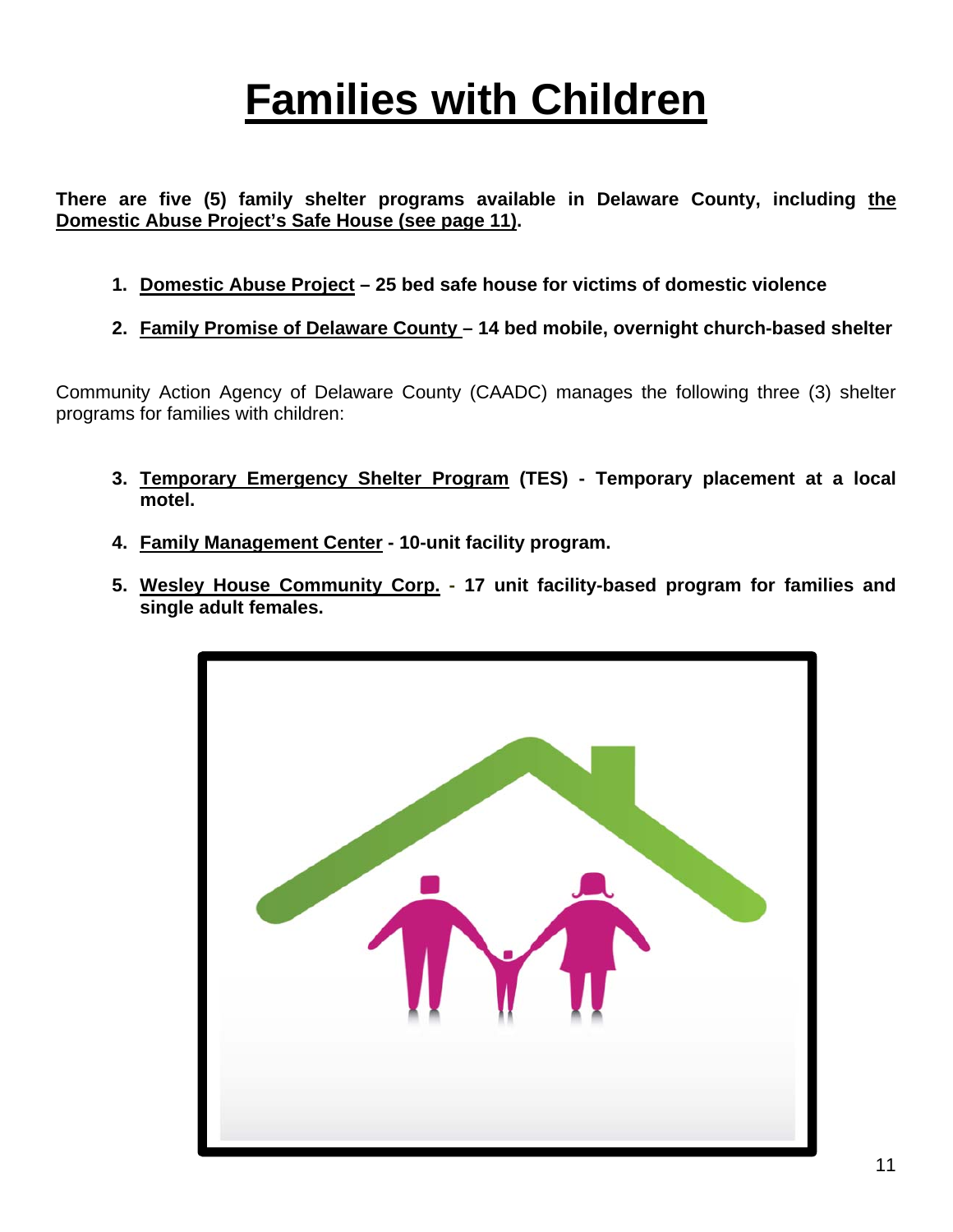# Families with Children

**There are five (5) family shelter programs available in Delaware County, including the Domestic Abuse Project's Safe House (see page 11).**

1. **Domestic Abuse Project – 25 bed safe house for victims of domestic violence**
2. **Family Promise of Delaware County – 14 bed mobile, overnight church-based shelter**

Community Action Agency of Delaware County (CAADC) manages the following three (3) shelter programs for families with children:

3. **Temporary Emergency Shelter Program (TES) - Temporary placement at a local motel.**
4. **Family Management Center - 10-unit facility program.**
5. **Wesley House Community Corp. - 17 unit facility-based program for families and single adult females.**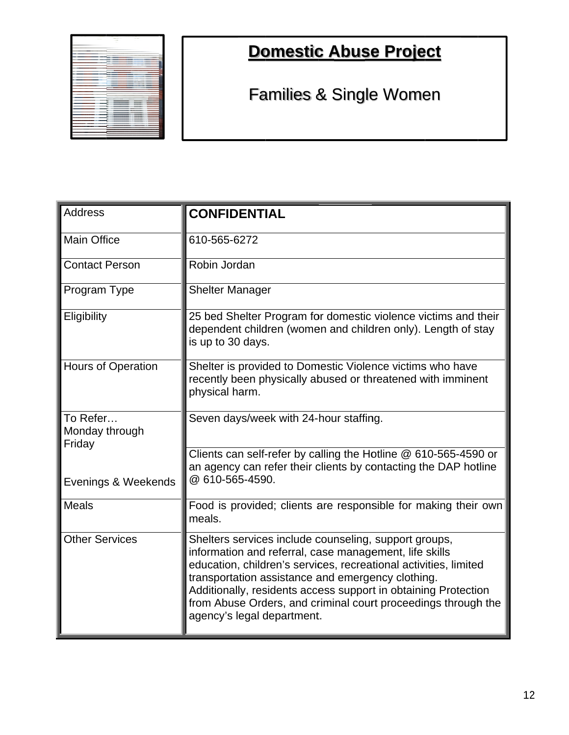# Domestic Abuse Project

## Families & Single Women

| Address | **CONFIDENTIAL** |
|---|---|
| Main Office | 610-565-6272 |
| Contact Person | Robin Jordan |
| Program Type | Shelter Manager |
| Eligibility | 25 bed Shelter Program for domestic violence victims and their dependent children (women and children only). Length of stay is up to 30 days. |
| Hours of Operation | Shelter is provided to Domestic Violence victims who have recently been physically abused or threatened with imminent physical harm. |
| To Refer… Monday through Friday | Seven days/week with 24-hour staffing. |
| Evenings & Weekends | Clients can self-refer by calling the Hotline @ 610-565-4590 or an agency can refer their clients by contacting the DAP hotline @ 610-565-4590. |
| Meals | Food is provided; clients are responsible for making their own meals. |
| Other Services | Shelters services include counseling, support groups, information and referral, case management, life skills education, children's services, recreational activities, limited transportation assistance and emergency clothing. Additionally, residents access support in obtaining Protection from Abuse Orders, and criminal court proceedings through the agency's legal department. |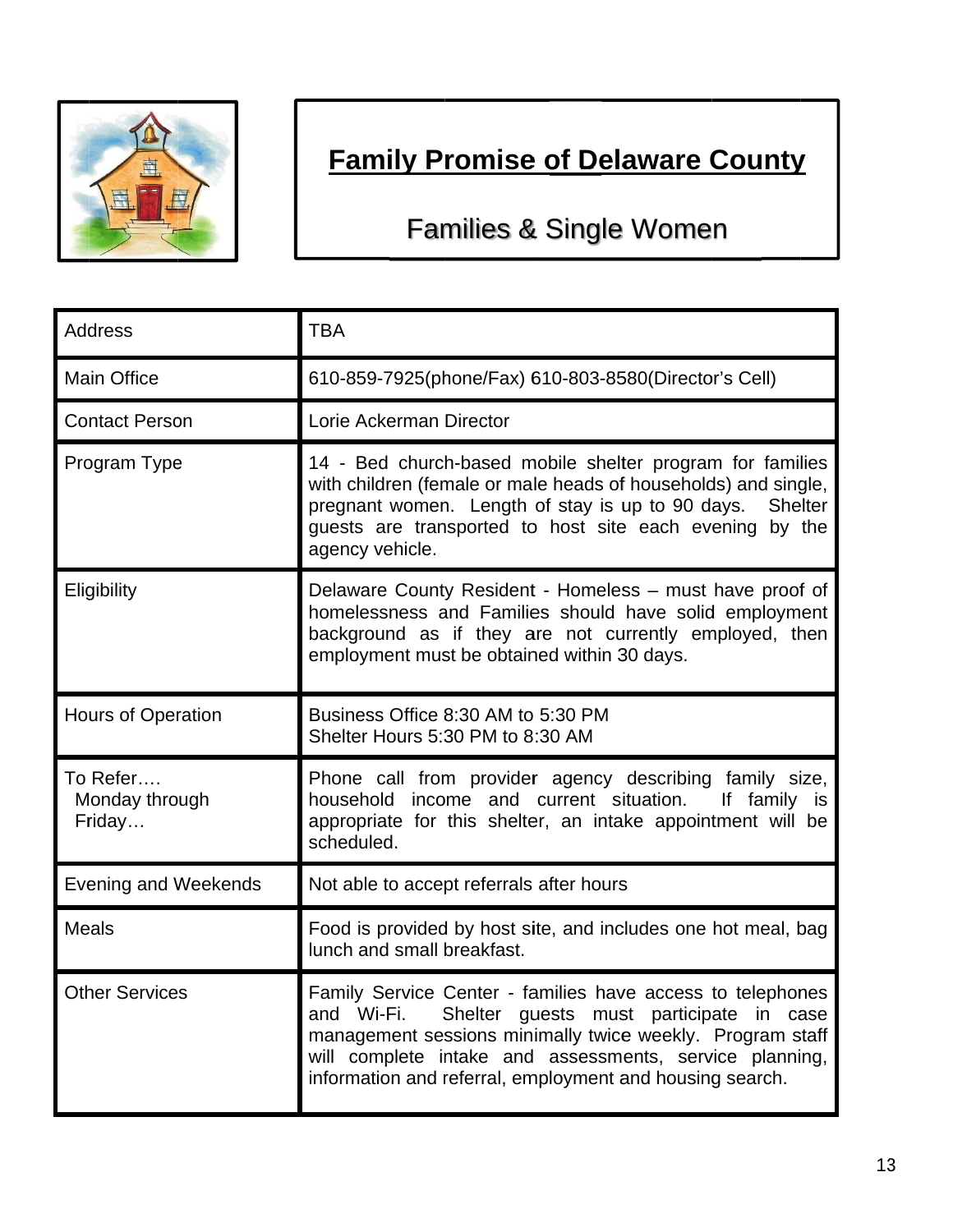# Family Promise of Delaware County

## Families & Single Women

| | |
|---|---|
| Address | TBA |
| Main Office | 610-859-7925(phone/Fax) 610-803-8580(Director's Cell) |
| Contact Person | Lorie Ackerman Director |
| Program Type | 14 - Bed church-based mobile shelter program for families with children (female or male heads of households) and single, pregnant women. Length of stay is up to 90 days. Shelter guests are transported to host site each evening by the agency vehicle. |
| Eligibility | Delaware County Resident - Homeless – must have proof of homelessness and Families should have solid employment background as if they are not currently employed, then employment must be obtained within 30 days. |
| Hours of Operation | Business Office 8:30 AM to 5:30 PM<br>Shelter Hours 5:30 PM to 8:30 AM |
| To Refer….<br>Monday through Friday… | Phone call from provider agency describing family size, household income and current situation. If family is appropriate for this shelter, an intake appointment will be scheduled. |
| Evening and Weekends | Not able to accept referrals after hours |
| Meals | Food is provided by host site, and includes one hot meal, bag lunch and small breakfast. |
| Other Services | Family Service Center - families have access to telephones and Wi-Fi. Shelter guests must participate in case management sessions minimally twice weekly. Program staff will complete intake and assessments, service planning, information and referral, employment and housing search. |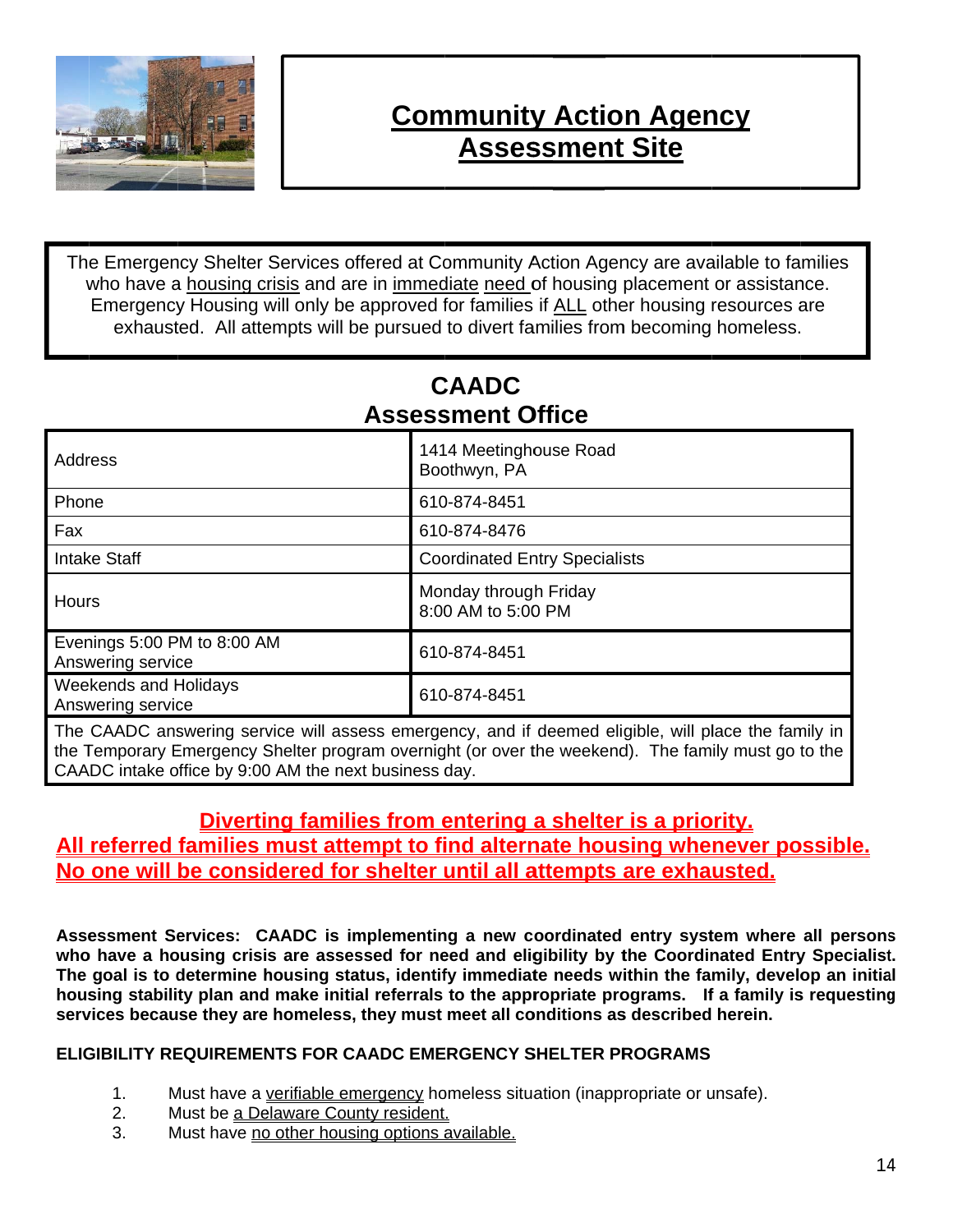# Community Action Agency Assessment Site

The Emergency Shelter Services offered at Community Action Agency are available to families who have a housing crisis and are in immediate need of housing placement or assistance. Emergency Housing will only be approved for families if ALL other housing resources are exhausted. All attempts will be pursued to divert families from becoming homeless.

## CAADC Assessment Office

| | |
|---|---|
| Address | 1414 Meetinghouse Road<br>Boothwyn, PA |
| Phone | 610-874-8451 |
| Fax | 610-874-8476 |
| Intake Staff | Coordinated Entry Specialists |
| Hours | Monday through Friday<br>8:00 AM to 5:00 PM |
| Evenings 5:00 PM to 8:00 AM<br>Answering service | 610-874-8451 |
| Weekends and Holidays<br>Answering service | 610-874-8451 |

The CAADC answering service will assess emergency, and if deemed eligible, will place the family in the Temporary Emergency Shelter program overnight (or over the weekend). The family must go to the CAADC intake office by 9:00 AM the next business day.

**Diverting families from entering a shelter is a priority.**
**All referred families must attempt to find alternate housing whenever possible.**
**No one will be considered for shelter until all attempts are exhausted.**

**Assessment Services: CAADC is implementing a new coordinated entry system where all persons who have a housing crisis are assessed for need and eligibility by the Coordinated Entry Specialist. The goal is to determine housing status, identify immediate needs within the family, develop an initial housing stability plan and make initial referrals to the appropriate programs. If a family is requesting services because they are homeless, they must meet all conditions as described herein.**

**ELIGIBILITY REQUIREMENTS FOR CAADC EMERGENCY SHELTER PROGRAMS**

1. Must have a verifiable emergency homeless situation (inappropriate or unsafe).
2. Must be a Delaware County resident.
3. Must have no other housing options available.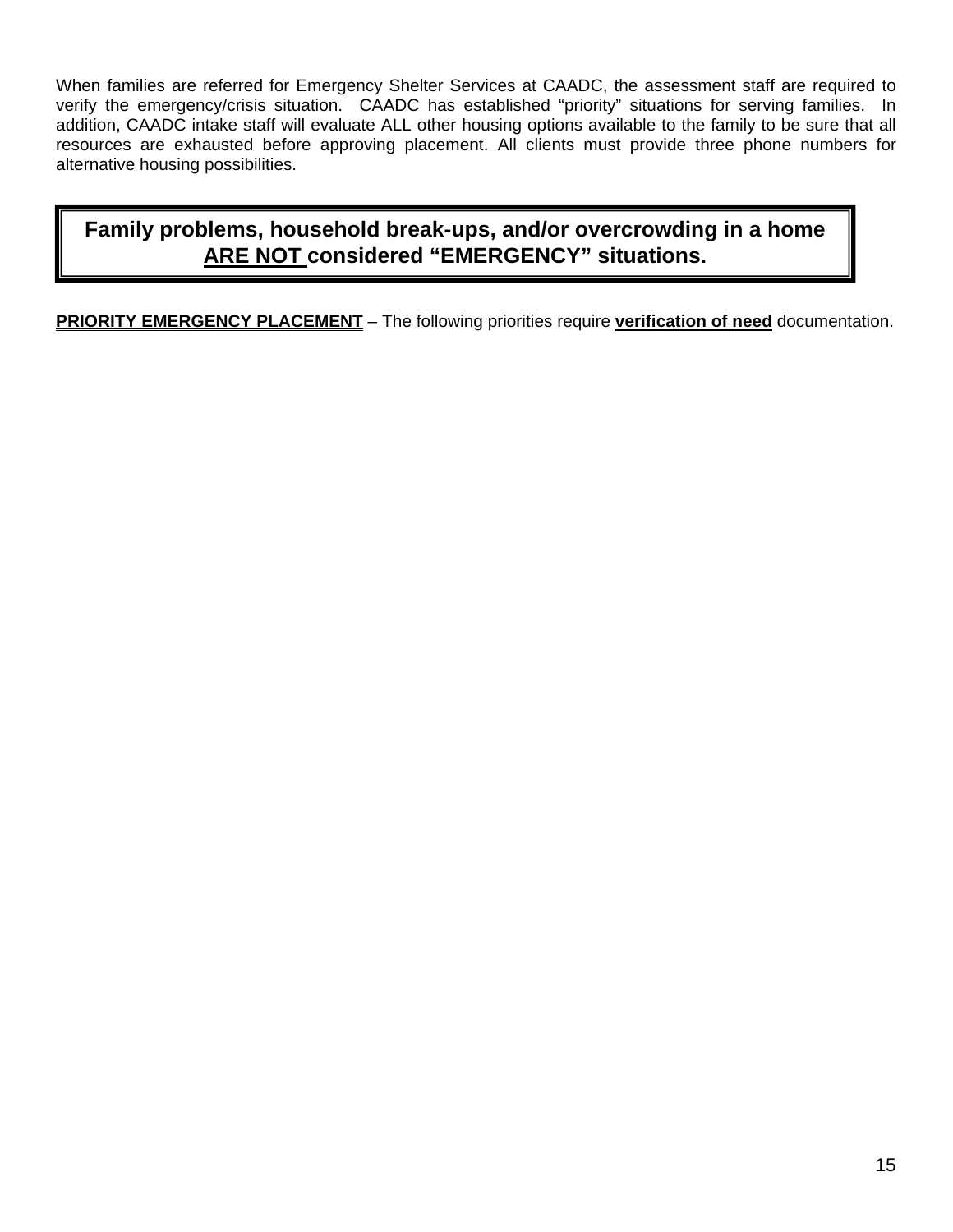When families are referred for Emergency Shelter Services at CAADC, the assessment staff are required to verify the emergency/crisis situation. CAADC has established "priority" situations for serving families. In addition, CAADC intake staff will evaluate ALL other housing options available to the family to be sure that all resources are exhausted before approving placement. All clients must provide three phone numbers for alternative housing possibilities.

**Family problems, household break-ups, and/or overcrowding in a home <u>ARE NOT</u> considered "EMERGENCY" situations.**

**<u>PRIORITY EMERGENCY PLACEMENT</u>** – The following priorities require **<u>verification of need</u>** documentation.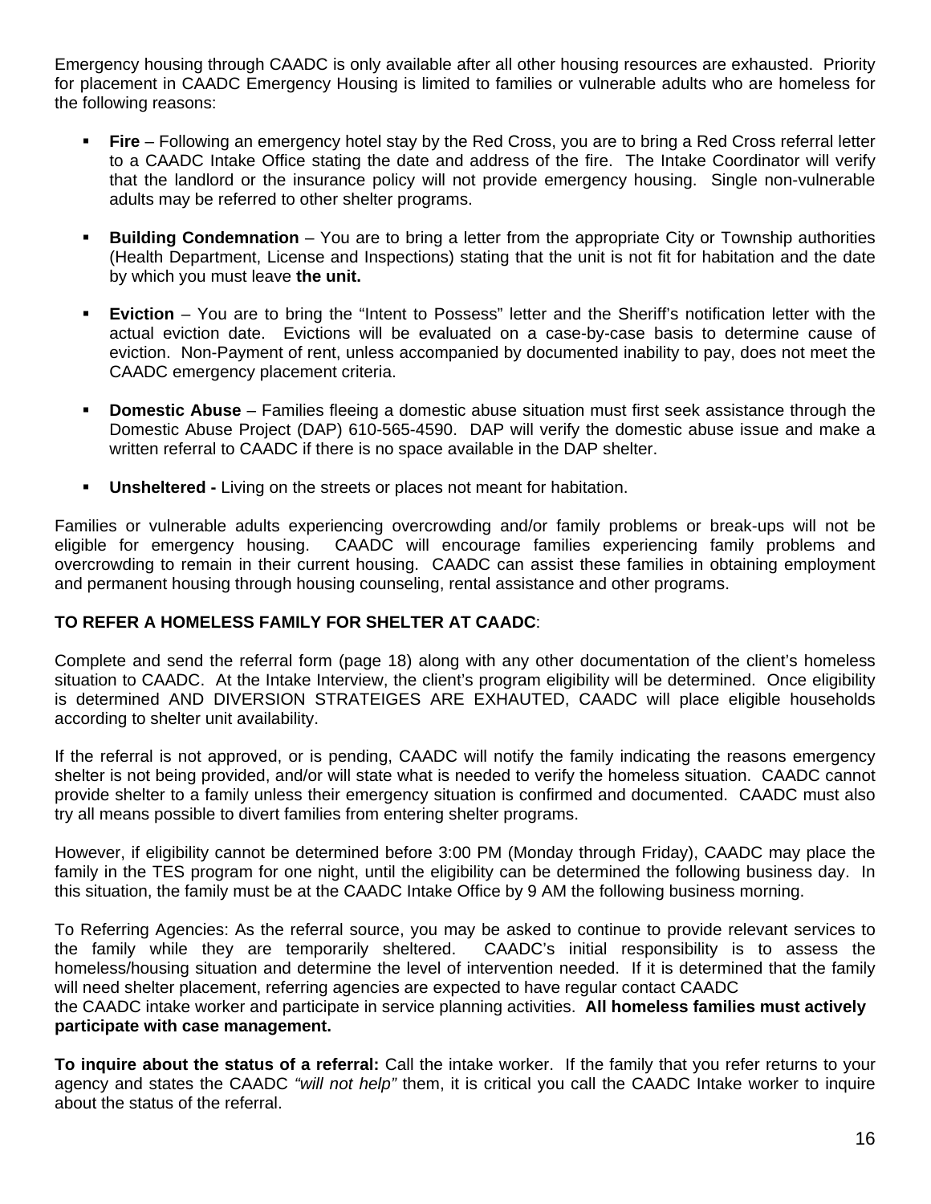Emergency housing through CAADC is only available after all other housing resources are exhausted. Priority for placement in CAADC Emergency Housing is limited to families or vulnerable adults who are homeless for the following reasons:

- **Fire** – Following an emergency hotel stay by the Red Cross, you are to bring a Red Cross referral letter to a CAADC Intake Office stating the date and address of the fire. The Intake Coordinator will verify that the landlord or the insurance policy will not provide emergency housing. Single non-vulnerable adults may be referred to other shelter programs.

- **Building Condemnation** – You are to bring a letter from the appropriate City or Township authorities (Health Department, License and Inspections) stating that the unit is not fit for habitation and the date by which you must leave **the unit.**

- **Eviction** – You are to bring the "Intent to Possess" letter and the Sheriff's notification letter with the actual eviction date. Evictions will be evaluated on a case-by-case basis to determine cause of eviction. Non-Payment of rent, unless accompanied by documented inability to pay, does not meet the CAADC emergency placement criteria.

- **Domestic Abuse** – Families fleeing a domestic abuse situation must first seek assistance through the Domestic Abuse Project (DAP) 610-565-4590. DAP will verify the domestic abuse issue and make a written referral to CAADC if there is no space available in the DAP shelter.

- **Unsheltered -** Living on the streets or places not meant for habitation.

Families or vulnerable adults experiencing overcrowding and/or family problems or break-ups will not be eligible for emergency housing. CAADC will encourage families experiencing family problems and overcrowding to remain in their current housing. CAADC can assist these families in obtaining employment and permanent housing through housing counseling, rental assistance and other programs.

**TO REFER A HOMELESS FAMILY FOR SHELTER AT CAADC**:

Complete and send the referral form (page 18) along with any other documentation of the client's homeless situation to CAADC. At the Intake Interview, the client's program eligibility will be determined. Once eligibility is determined AND DIVERSION STRATEIGES ARE EXHAUTED, CAADC will place eligible households according to shelter unit availability.

If the referral is not approved, or is pending, CAADC will notify the family indicating the reasons emergency shelter is not being provided, and/or will state what is needed to verify the homeless situation. CAADC cannot provide shelter to a family unless their emergency situation is confirmed and documented. CAADC must also try all means possible to divert families from entering shelter programs.

However, if eligibility cannot be determined before 3:00 PM (Monday through Friday), CAADC may place the family in the TES program for one night, until the eligibility can be determined the following business day. In this situation, the family must be at the CAADC Intake Office by 9 AM the following business morning.

To Referring Agencies: As the referral source, you may be asked to continue to provide relevant services to the family while they are temporarily sheltered. CAADC's initial responsibility is to assess the homeless/housing situation and determine the level of intervention needed. If it is determined that the family will need shelter placement, referring agencies are expected to have regular contact CAADC
the CAADC intake worker and participate in service planning activities. **All homeless families must actively participate with case management.**

**To inquire about the status of a referral:** Call the intake worker. If the family that you refer returns to your agency and states the CAADC *"will not help"* them, it is critical you call the CAADC Intake worker to inquire about the status of the referral.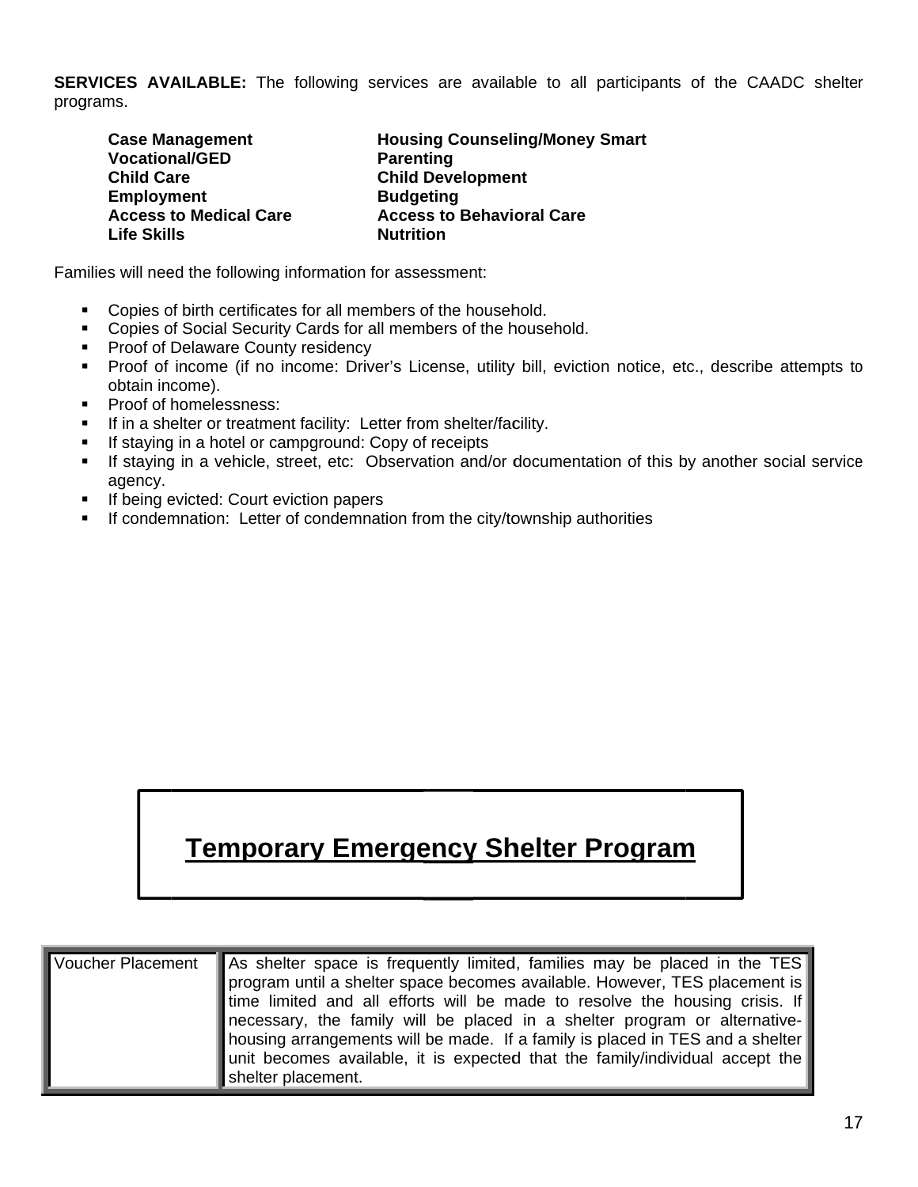**SERVICES AVAILABLE:** The following services are available to all participants of the CAADC shelter programs.

| | |
|---|---|
| **Case Management** | **Housing Counseling/Money Smart** |
| **Vocational/GED** | **Parenting** |
| **Child Care** | **Child Development** |
| **Employment** | **Budgeting** |
| **Access to Medical Care** | **Access to Behavioral Care** |
| **Life Skills** | **Nutrition** |

Families will need the following information for assessment:

- Copies of birth certificates for all members of the household.
- Copies of Social Security Cards for all members of the household.
- Proof of Delaware County residency
- Proof of income (if no income: Driver's License, utility bill, eviction notice, etc., describe attempts to obtain income).
- Proof of homelessness:
- If in a shelter or treatment facility: Letter from shelter/facility.
- If staying in a hotel or campground: Copy of receipts
- If staying in a vehicle, street, etc: Observation and/or documentation of this by another social service agency.
- If being evicted: Court eviction papers
- If condemnation: Letter of condemnation from the city/township authorities

# Temporary Emergency Shelter Program

| | |
|---|---|
| Voucher Placement | As shelter space is frequently limited, families may be placed in the TES program until a shelter space becomes available. However, TES placement is time limited and all efforts will be made to resolve the housing crisis. If necessary, the family will be placed in a shelter program or alternative-housing arrangements will be made. If a family is placed in TES and a shelter unit becomes available, it is expected that the family/individual accept the shelter placement. |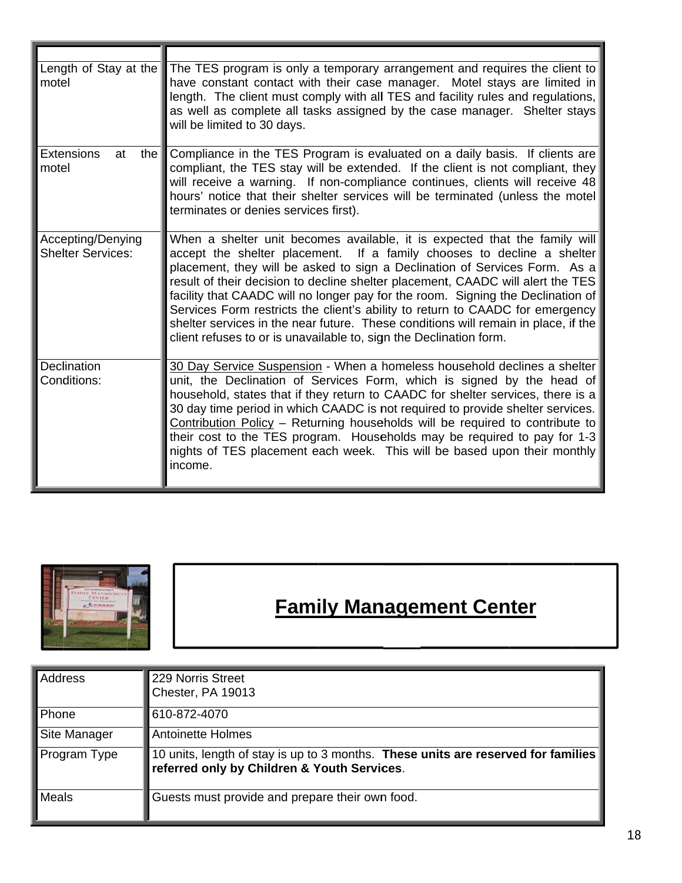| | |
|---|---|
| Length of Stay at the motel | The TES program is only a temporary arrangement and requires the client to have constant contact with their case manager. Motel stays are limited in length. The client must comply with all TES and facility rules and regulations, as well as complete all tasks assigned by the case manager. Shelter stays will be limited to 30 days. |
| Extensions at the motel | Compliance in the TES Program is evaluated on a daily basis. If clients are compliant, the TES stay will be extended. If the client is not compliant, they will receive a warning. If non-compliance continues, clients will receive 48 hours' notice that their shelter services will be terminated (unless the motel terminates or denies services first). |
| Accepting/Denying Shelter Services: | When a shelter unit becomes available, it is expected that the family will accept the shelter placement. If a family chooses to decline a shelter placement, they will be asked to sign a Declination of Services Form. As a result of their decision to decline shelter placement, CAADC will alert the TES facility that CAADC will no longer pay for the room. Signing the Declination of Services Form restricts the client's ability to return to CAADC for emergency shelter services in the near future. These conditions will remain in place, if the client refuses to or is unavailable to, sign the Declination form. |
| Declination Conditions: | <u>30 Day Service Suspension</u> - When a homeless household declines a shelter unit, the Declination of Services Form, which is signed by the head of household, states that if they return to CAADC for shelter services, there is a 30 day time period in which CAADC is not required to provide shelter services. <u>Contribution Policy</u> – Returning households will be required to contribute to their cost to the TES program. Households may be required to pay for 1-3 nights of TES placement each week. This will be based upon their monthly income. |

## Family Management Center

| | |
|---|---|
| Address | 229 Norris Street<br>Chester, PA 19013 |
| Phone | 610-872-4070 |
| Site Manager | Antoinette Holmes |
| Program Type | 10 units, length of stay is up to 3 months. **These units are reserved for families referred only by Children & Youth Services**. |
| Meals | Guests must provide and prepare their own food. |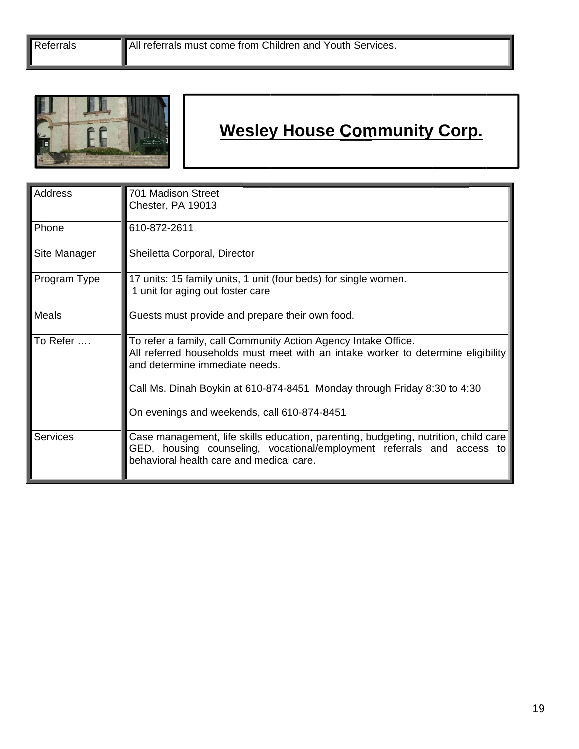| Referrals | All referrals must come from Children and Youth Services. |
|---|---|

## Wesley House Community Corp.

| Address | 701 Madison Street<br>Chester, PA 19013 |
|---|---|
| Phone | 610-872-2611 |
| Site Manager | Sheiletta Corporal, Director |
| Program Type | 17 units: 15 family units, 1 unit (four beds) for single women.<br>1 unit for aging out foster care |
| Meals | Guests must provide and prepare their own food. |
| To Refer …. | To refer a family, call Community Action Agency Intake Office.<br>All referred households must meet with an intake worker to determine eligibility and determine immediate needs.<br><br>Call Ms. Dinah Boykin at 610-874-8451 Monday through Friday 8:30 to 4:30<br><br>On evenings and weekends, call 610-874-8451 |
| Services | Case management, life skills education, parenting, budgeting, nutrition, child care GED, housing counseling, vocational/employment referrals and access to behavioral health care and medical care. |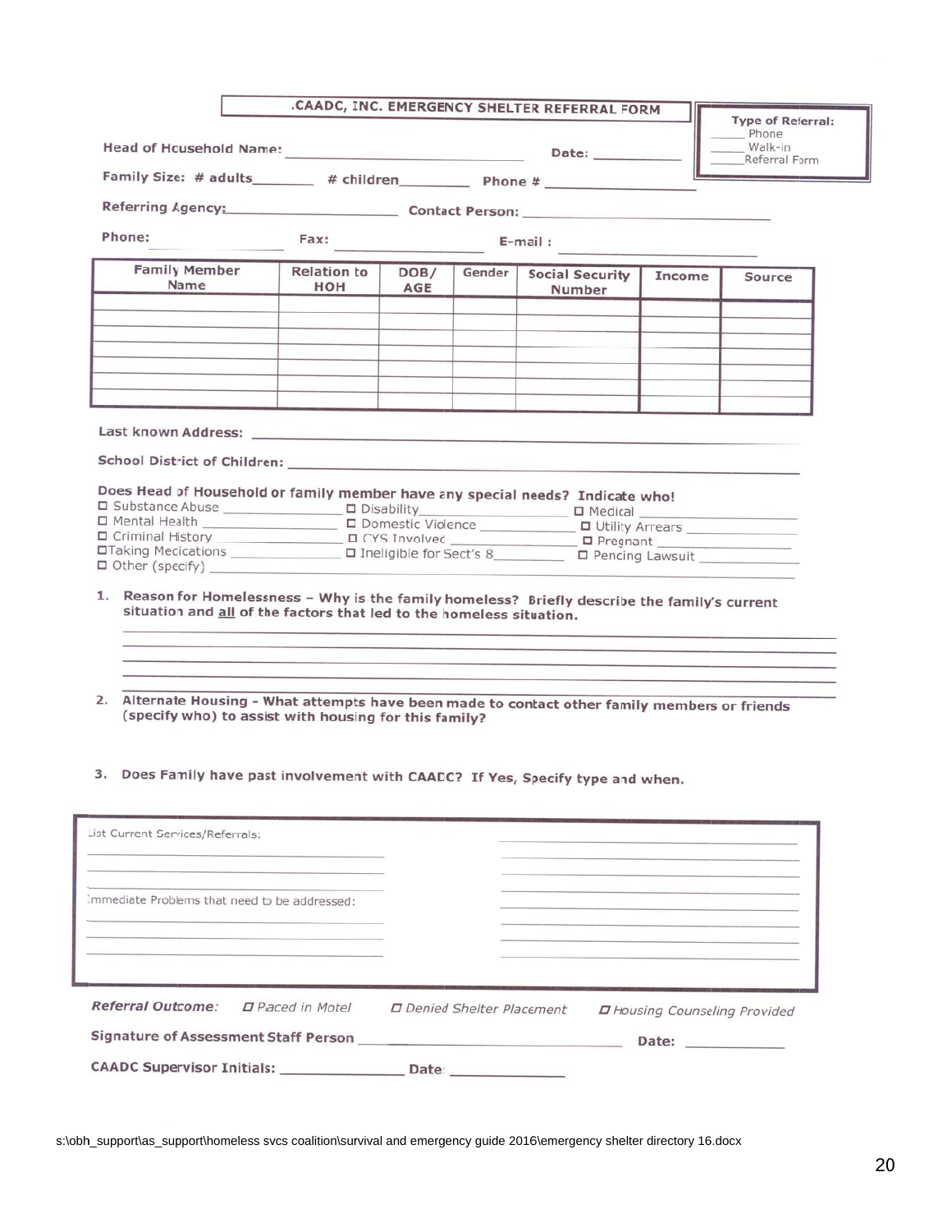# .CAADC, INC. EMERGENCY SHELTER REFERRAL FORM

**Type of Referral:**
_____ Phone
_____ Walk-in
_____ Referral Form

**Head of Household Name:** ______________________________ **Date:** ___________

**Family Size: # adults**________ **# children**_________ **Phone #** __________________

**Referring Agency:**____________________ **Contact Person:** ______________________________

**Phone:** ______________ **Fax:** ______________ **E-mail :** ____________________

| Family Member Name | Relation to HOH | DOB/ AGE | Gender | Social Security Number | Income | Source |
|---|---|---|---|---|---|---|
| | | | | | | |
| | | | | | | |
| | | | | | | |
| | | | | | | |
| | | | | | | |
| | | | | | | |
| | | | | | | |

**Last known Address:** ____________________________________________

**School District of Children:** ____________________________________________

**Does Head of Household or family member have any special needs? Indicate who!**

- ☐ Substance Abuse ______________ ☐ Disability______________ ☐ Medical ______________
- ☐ Mental Health ______________ ☐ Domestic Violence ______________ ☐ Utility Arrears ______________
- ☐ Criminal History ______________ ☐ CYS Involved ______________ ☐ Pregnant ______________
- ☐Taking Medications ______________ ☐ Ineligible for Sect's 8__________ ☐ Pending Lawsuit ______________
- ☐ Other (specify) ____________________________________________

1. **Reason for Homelessness – Why is the family homeless? Briefly describe the family's current situation and <u>all</u> of the factors that led to the homeless situation.**

____________________________________________
____________________________________________
____________________________________________
____________________________________________

2. **Alternate Housing - What attempts have been made to contact other family members or friends (specify who) to assist with housing for this family?**

3. **Does Family have past involvement with CAADC? If Yes, Specify type and when.**

List Current Services/Referrals:
____________________________________________
____________________________________________

Immediate Problems that need to be addressed:
____________________________________________
____________________________________________

***Referral Outcome:*** *☐ Paced in Motel* *☐ Denied Shelter Placement* *☐ Housing Counseling Provided*

**Signature of Assessment Staff Person** ______________________________ **Date:** ___________

**CAADC Supervisor Initials:** ______________ **Date** ______________

s:\obh_support\as_support\homeless svcs coalition\survival and emergency guide 2016\emergency shelter directory 16.docx